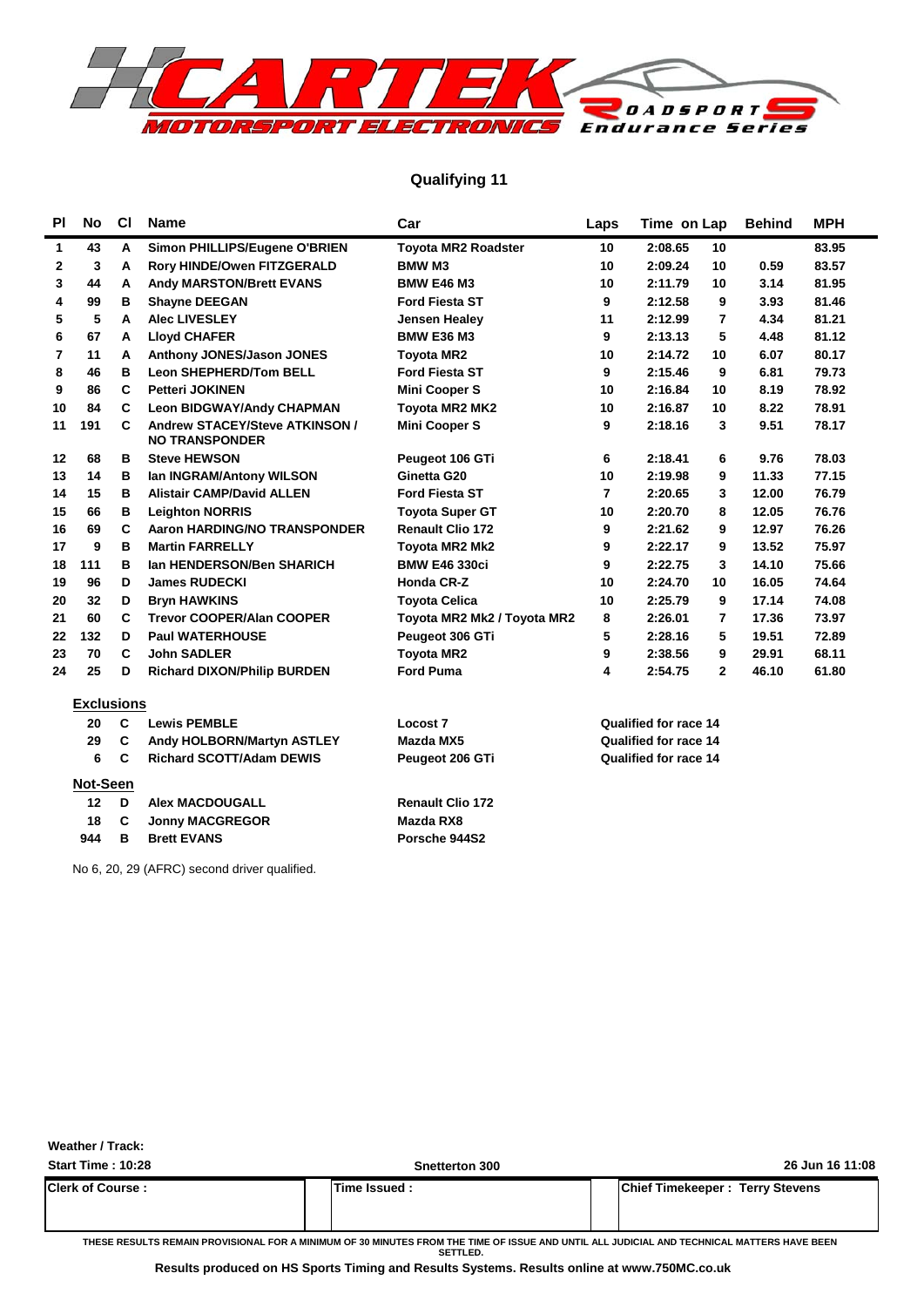## Qualifying 11

| Pl | No | Cl | Name | Car | Laps | Time | on Lap | Behind | MPH |
|---|---|---|---|---|---|---|---|---|---|
| 1 | 43 | A | Simon PHILLIPS/Eugene O'BRIEN | Toyota MR2 Roadster | 10 | 2:08.65 | 10 | | 83.95 |
| 2 | 3 | A | Rory HINDE/Owen FITZGERALD | BMW M3 | 10 | 2:09.24 | 10 | 0.59 | 83.57 |
| 3 | 44 | A | Andy MARSTON/Brett EVANS | BMW E46 M3 | 10 | 2:11.79 | 10 | 3.14 | 81.95 |
| 4 | 99 | B | Shayne DEEGAN | Ford Fiesta ST | 9 | 2:12.58 | 9 | 3.93 | 81.46 |
| 5 | 5 | A | Alec LIVESLEY | Jensen Healey | 11 | 2:12.99 | 7 | 4.34 | 81.21 |
| 6 | 67 | A | Lloyd CHAFER | BMW E36 M3 | 9 | 2:13.13 | 5 | 4.48 | 81.12 |
| 7 | 11 | A | Anthony JONES/Jason JONES | Toyota MR2 | 10 | 2:14.72 | 10 | 6.07 | 80.17 |
| 8 | 46 | B | Leon SHEPHERD/Tom BELL | Ford Fiesta ST | 9 | 2:15.46 | 9 | 6.81 | 79.73 |
| 9 | 86 | C | Petteri JOKINEN | Mini Cooper S | 10 | 2:16.84 | 10 | 8.19 | 78.92 |
| 10 | 84 | C | Leon BIDGWAY/Andy CHAPMAN | Toyota MR2 MK2 | 10 | 2:16.87 | 10 | 8.22 | 78.91 |
| 11 | 191 | C | Andrew STACEY/Steve ATKINSON / NO TRANSPONDER | Mini Cooper S | 9 | 2:18.16 | 3 | 9.51 | 78.17 |
| 12 | 68 | B | Steve HEWSON | Peugeot 106 GTi | 6 | 2:18.41 | 6 | 9.76 | 78.03 |
| 13 | 14 | B | Ian INGRAM/Antony WILSON | Ginetta G20 | 10 | 2:19.98 | 9 | 11.33 | 77.15 |
| 14 | 15 | B | Alistair CAMP/David ALLEN | Ford Fiesta ST | 7 | 2:20.65 | 3 | 12.00 | 76.79 |
| 15 | 66 | B | Leighton NORRIS | Toyota Super GT | 10 | 2:20.70 | 8 | 12.05 | 76.76 |
| 16 | 69 | C | Aaron HARDING/NO TRANSPONDER | Renault Clio 172 | 9 | 2:21.62 | 9 | 12.97 | 76.26 |
| 17 | 9 | B | Martin FARRELLY | Toyota MR2 Mk2 | 9 | 2:22.17 | 9 | 13.52 | 75.97 |
| 18 | 111 | B | Ian HENDERSON/Ben SHARICH | BMW E46 330ci | 9 | 2:22.75 | 3 | 14.10 | 75.66 |
| 19 | 96 | D | James RUDECKI | Honda CR-Z | 10 | 2:24.70 | 10 | 16.05 | 74.64 |
| 20 | 32 | D | Bryn HAWKINS | Toyota Celica | 10 | 2:25.79 | 9 | 17.14 | 74.08 |
| 21 | 60 | C | Trevor COOPER/Alan COOPER | Toyota MR2 Mk2 / Toyota MR2 | 8 | 2:26.01 | 7 | 17.36 | 73.97 |
| 22 | 132 | D | Paul WATERHOUSE | Peugeot 306 GTi | 5 | 2:28.16 | 5 | 19.51 | 72.89 |
| 23 | 70 | C | John SADLER | Toyota MR2 | 9 | 2:38.56 | 9 | 29.91 | 68.11 |
| 24 | 25 | D | Richard DIXON/Philip BURDEN | Ford Puma | 4 | 2:54.75 | 2 | 46.10 | 61.80 |

**Exclusions**

| No | Cl | Name | Car | |
|---|---|---|---|---|
| 20 | C | Lewis PEMBLE | Locost 7 | Qualified for race 14 |
| 29 | C | Andy HOLBORN/Martyn ASTLEY | Mazda MX5 | Qualified for race 14 |
| 6 | C | Richard SCOTT/Adam DEWIS | Peugeot 206 GTi | Qualified for race 14 |

**Not-Seen**

| No | Cl | Name | Car |
|---|---|---|---|
| 12 | D | Alex MACDOUGALL | Renault Clio 172 |
| 18 | C | Jonny MACGREGOR | Mazda RX8 |
| 944 | B | Brett EVANS | Porsche 944S2 |

No 6, 20, 29 (AFRC) second driver qualified.

**Weather / Track:**

**Start Time : 10:28** **Snetterton 300** **26 Jun 16 11:08**

| Clerk of Course : | Time Issued : | Chief Timekeeper : Terry Stevens |
|---|---|---|

THESE RESULTS REMAIN PROVISIONAL FOR A MINIMUM OF 30 MINUTES FROM THE TIME OF ISSUE AND UNTIL ALL JUDICIAL AND TECHNICAL MATTERS HAVE BEEN SETTLED.

**Results produced on HS Sports Timing and Results Systems. Results online at www.750MC.co.uk**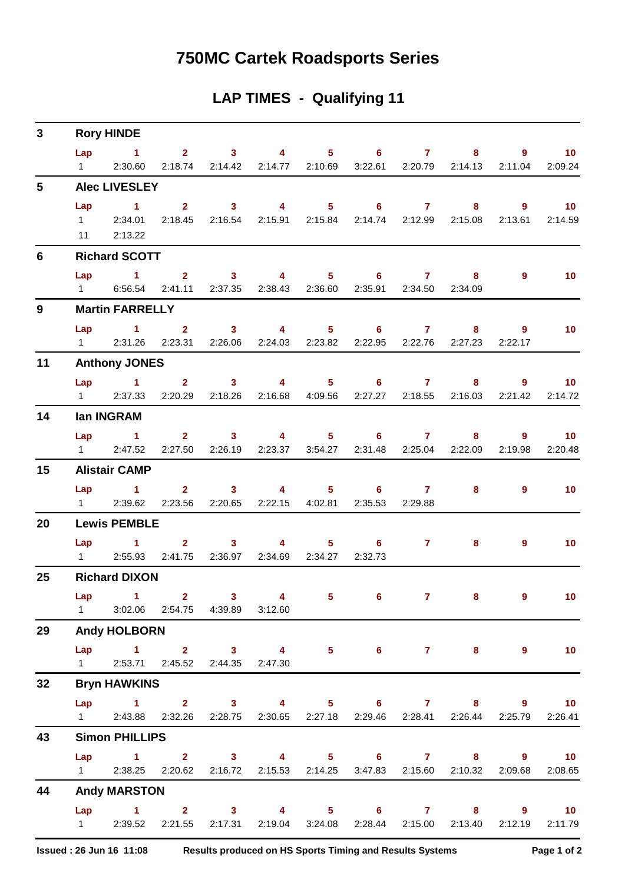# 750MC Cartek Roadsports Series

## LAP TIMES - Qualifying 11

### 3 Rory HINDE

| Lap | 1 | 2 | 3 | 4 | 5 | 6 | 7 | 8 | 9 | 10 |
|---|---|---|---|---|---|---|---|---|---|---|
| 1 | 2:30.60 | 2:18.74 | 2:14.42 | 2:14.77 | 2:10.69 | 3:22.61 | 2:20.79 | 2:14.13 | 2:11.04 | 2:09.24 |

### 5 Alec LIVESLEY

| Lap | 1 | 2 | 3 | 4 | 5 | 6 | 7 | 8 | 9 | 10 |
|---|---|---|---|---|---|---|---|---|---|---|
| 1 | 2:34.01 | 2:18.45 | 2:16.54 | 2:15.91 | 2:15.84 | 2:14.74 | 2:12.99 | 2:15.08 | 2:13.61 | 2:14.59 |
| 11 | 2:13.22 | | | | | | | | | |

### 6 Richard SCOTT

| Lap | 1 | 2 | 3 | 4 | 5 | 6 | 7 | 8 | 9 | 10 |
|---|---|---|---|---|---|---|---|---|---|---|
| 1 | 6:56.54 | 2:41.11 | 2:37.35 | 2:38.43 | 2:36.60 | 2:35.91 | 2:34.50 | 2:34.09 | | |

### 9 Martin FARRELLY

| Lap | 1 | 2 | 3 | 4 | 5 | 6 | 7 | 8 | 9 | 10 |
|---|---|---|---|---|---|---|---|---|---|---|
| 1 | 2:31.26 | 2:23.31 | 2:26.06 | 2:24.03 | 2:23.82 | 2:22.95 | 2:22.76 | 2:27.23 | 2:22.17 | |

### 11 Anthony JONES

| Lap | 1 | 2 | 3 | 4 | 5 | 6 | 7 | 8 | 9 | 10 |
|---|---|---|---|---|---|---|---|---|---|---|
| 1 | 2:37.33 | 2:20.29 | 2:18.26 | 2:16.68 | 4:09.56 | 2:27.27 | 2:18.55 | 2:16.03 | 2:21.42 | 2:14.72 |

### 14 Ian INGRAM

| Lap | 1 | 2 | 3 | 4 | 5 | 6 | 7 | 8 | 9 | 10 |
|---|---|---|---|---|---|---|---|---|---|---|
| 1 | 2:47.52 | 2:27.50 | 2:26.19 | 2:23.37 | 3:54.27 | 2:31.48 | 2:25.04 | 2:22.09 | 2:19.98 | 2:20.48 |

### 15 Alistair CAMP

| Lap | 1 | 2 | 3 | 4 | 5 | 6 | 7 | 8 | 9 | 10 |
|---|---|---|---|---|---|---|---|---|---|---|
| 1 | 2:39.62 | 2:23.56 | 2:20.65 | 2:22.15 | 4:02.81 | 2:35.53 | 2:29.88 | | | |

### 20 Lewis PEMBLE

| Lap | 1 | 2 | 3 | 4 | 5 | 6 | 7 | 8 | 9 | 10 |
|---|---|---|---|---|---|---|---|---|---|---|
| 1 | 2:55.93 | 2:41.75 | 2:36.97 | 2:34.69 | 2:34.27 | 2:32.73 | | | | |

### 25 Richard DIXON

| Lap | 1 | 2 | 3 | 4 | 5 | 6 | 7 | 8 | 9 | 10 |
|---|---|---|---|---|---|---|---|---|---|---|
| 1 | 3:02.06 | 2:54.75 | 4:39.89 | 3:12.60 | | | | | | |

### 29 Andy HOLBORN

| Lap | 1 | 2 | 3 | 4 | 5 | 6 | 7 | 8 | 9 | 10 |
|---|---|---|---|---|---|---|---|---|---|---|
| 1 | 2:53.71 | 2:45.52 | 2:44.35 | 2:47.30 | | | | | | |

### 32 Bryn HAWKINS

| Lap | 1 | 2 | 3 | 4 | 5 | 6 | 7 | 8 | 9 | 10 |
|---|---|---|---|---|---|---|---|---|---|---|
| 1 | 2:43.88 | 2:32.26 | 2:28.75 | 2:30.65 | 2:27.18 | 2:29.46 | 2:28.41 | 2:26.44 | 2:25.79 | 2:26.41 |

### 43 Simon PHILLIPS

| Lap | 1 | 2 | 3 | 4 | 5 | 6 | 7 | 8 | 9 | 10 |
|---|---|---|---|---|---|---|---|---|---|---|
| 1 | 2:38.25 | 2:20.62 | 2:16.72 | 2:15.53 | 2:14.25 | 3:47.83 | 2:15.60 | 2:10.32 | 2:09.68 | 2:08.65 |

### 44 Andy MARSTON

| Lap | 1 | 2 | 3 | 4 | 5 | 6 | 7 | 8 | 9 | 10 |
|---|---|---|---|---|---|---|---|---|---|---|
| 1 | 2:39.52 | 2:21.55 | 2:17.31 | 2:19.04 | 3:24.08 | 2:28.44 | 2:15.00 | 2:13.40 | 2:12.19 | 2:11.79 |

Issued : 26 Jun 16 11:08 Results produced on HS Sports Timing and Results Systems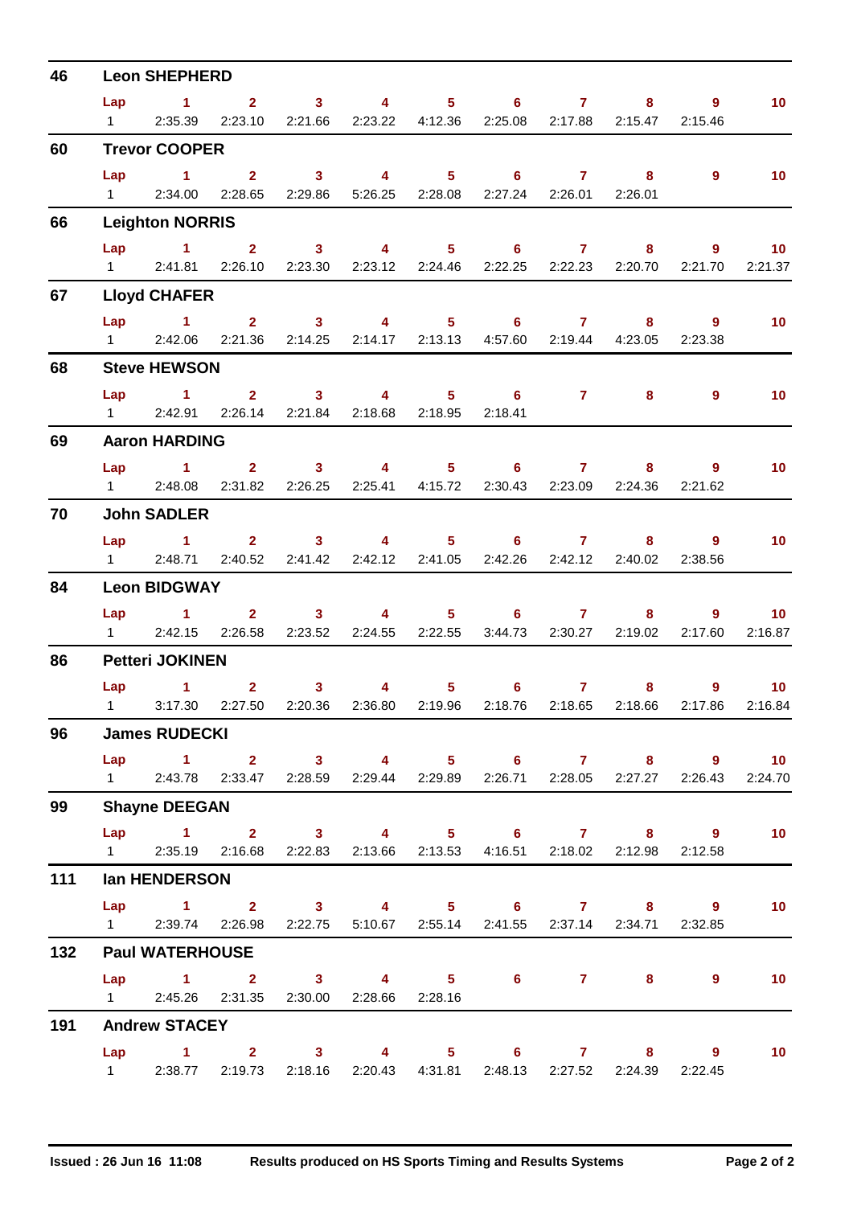## 46 Leon SHEPHERD

| Lap | 1 | 2 | 3 | 4 | 5 | 6 | 7 | 8 | 9 | 10 |
|---|---|---|---|---|---|---|---|---|---|---|
| 1 | 2:35.39 | 2:23.10 | 2:21.66 | 2:23.22 | 4:12.36 | 2:25.08 | 2:17.88 | 2:15.47 | 2:15.46 | |

## 60 Trevor COOPER

| Lap | 1 | 2 | 3 | 4 | 5 | 6 | 7 | 8 | 9 | 10 |
|---|---|---|---|---|---|---|---|---|---|---|
| 1 | 2:34.00 | 2:28.65 | 2:29.86 | 5:26.25 | 2:28.08 | 2:27.24 | 2:26.01 | 2:26.01 | | |

## 66 Leighton NORRIS

| Lap | 1 | 2 | 3 | 4 | 5 | 6 | 7 | 8 | 9 | 10 |
|---|---|---|---|---|---|---|---|---|---|---|
| 1 | 2:41.81 | 2:26.10 | 2:23.30 | 2:23.12 | 2:24.46 | 2:22.25 | 2:22.23 | 2:20.70 | 2:21.70 | 2:21.37 |

## 67 Lloyd CHAFER

| Lap | 1 | 2 | 3 | 4 | 5 | 6 | 7 | 8 | 9 | 10 |
|---|---|---|---|---|---|---|---|---|---|---|
| 1 | 2:42.06 | 2:21.36 | 2:14.25 | 2:14.17 | 2:13.13 | 4:57.60 | 2:19.44 | 4:23.05 | 2:23.38 | |

## 68 Steve HEWSON

| Lap | 1 | 2 | 3 | 4 | 5 | 6 | 7 | 8 | 9 | 10 |
|---|---|---|---|---|---|---|---|---|---|---|
| 1 | 2:42.91 | 2:26.14 | 2:21.84 | 2:18.68 | 2:18.95 | 2:18.41 | | | | |

## 69 Aaron HARDING

| Lap | 1 | 2 | 3 | 4 | 5 | 6 | 7 | 8 | 9 | 10 |
|---|---|---|---|---|---|---|---|---|---|---|
| 1 | 2:48.08 | 2:31.82 | 2:26.25 | 2:25.41 | 4:15.72 | 2:30.43 | 2:23.09 | 2:24.36 | 2:21.62 | |

## 70 John SADLER

| Lap | 1 | 2 | 3 | 4 | 5 | 6 | 7 | 8 | 9 | 10 |
|---|---|---|---|---|---|---|---|---|---|---|
| 1 | 2:48.71 | 2:40.52 | 2:41.42 | 2:42.12 | 2:41.05 | 2:42.26 | 2:42.12 | 2:40.02 | 2:38.56 | |

## 84 Leon BIDGWAY

| Lap | 1 | 2 | 3 | 4 | 5 | 6 | 7 | 8 | 9 | 10 |
|---|---|---|---|---|---|---|---|---|---|---|
| 1 | 2:42.15 | 2:26.58 | 2:23.52 | 2:24.55 | 2:22.55 | 3:44.73 | 2:30.27 | 2:19.02 | 2:17.60 | 2:16.87 |

## 86 Petteri JOKINEN

| Lap | 1 | 2 | 3 | 4 | 5 | 6 | 7 | 8 | 9 | 10 |
|---|---|---|---|---|---|---|---|---|---|---|
| 1 | 3:17.30 | 2:27.50 | 2:20.36 | 2:36.80 | 2:19.96 | 2:18.76 | 2:18.65 | 2:18.66 | 2:17.86 | 2:16.84 |

## 96 James RUDECKI

| Lap | 1 | 2 | 3 | 4 | 5 | 6 | 7 | 8 | 9 | 10 |
|---|---|---|---|---|---|---|---|---|---|---|
| 1 | 2:43.78 | 2:33.47 | 2:28.59 | 2:29.44 | 2:29.89 | 2:26.71 | 2:28.05 | 2:27.27 | 2:26.43 | 2:24.70 |

## 99 Shayne DEEGAN

| Lap | 1 | 2 | 3 | 4 | 5 | 6 | 7 | 8 | 9 | 10 |
|---|---|---|---|---|---|---|---|---|---|---|
| 1 | 2:35.19 | 2:16.68 | 2:22.83 | 2:13.66 | 2:13.53 | 4:16.51 | 2:18.02 | 2:12.98 | 2:12.58 | |

## 111 Ian HENDERSON

| Lap | 1 | 2 | 3 | 4 | 5 | 6 | 7 | 8 | 9 | 10 |
|---|---|---|---|---|---|---|---|---|---|---|
| 1 | 2:39.74 | 2:26.98 | 2:22.75 | 5:10.67 | 2:55.14 | 2:41.55 | 2:37.14 | 2:34.71 | 2:32.85 | |

## 132 Paul WATERHOUSE

| Lap | 1 | 2 | 3 | 4 | 5 | 6 | 7 | 8 | 9 | 10 |
|---|---|---|---|---|---|---|---|---|---|---|
| 1 | 2:45.26 | 2:31.35 | 2:30.00 | 2:28.66 | 2:28.16 | | | | | |

## 191 Andrew STACEY

| Lap | 1 | 2 | 3 | 4 | 5 | 6 | 7 | 8 | 9 | 10 |
|---|---|---|---|---|---|---|---|---|---|---|
| 1 | 2:38.77 | 2:19.73 | 2:18.16 | 2:20.43 | 4:31.81 | 2:48.13 | 2:27.52 | 2:24.39 | 2:22.45 | |

Issued : 26 Jun 16 11:08 Results produced on HS Sports Timing and Results Systems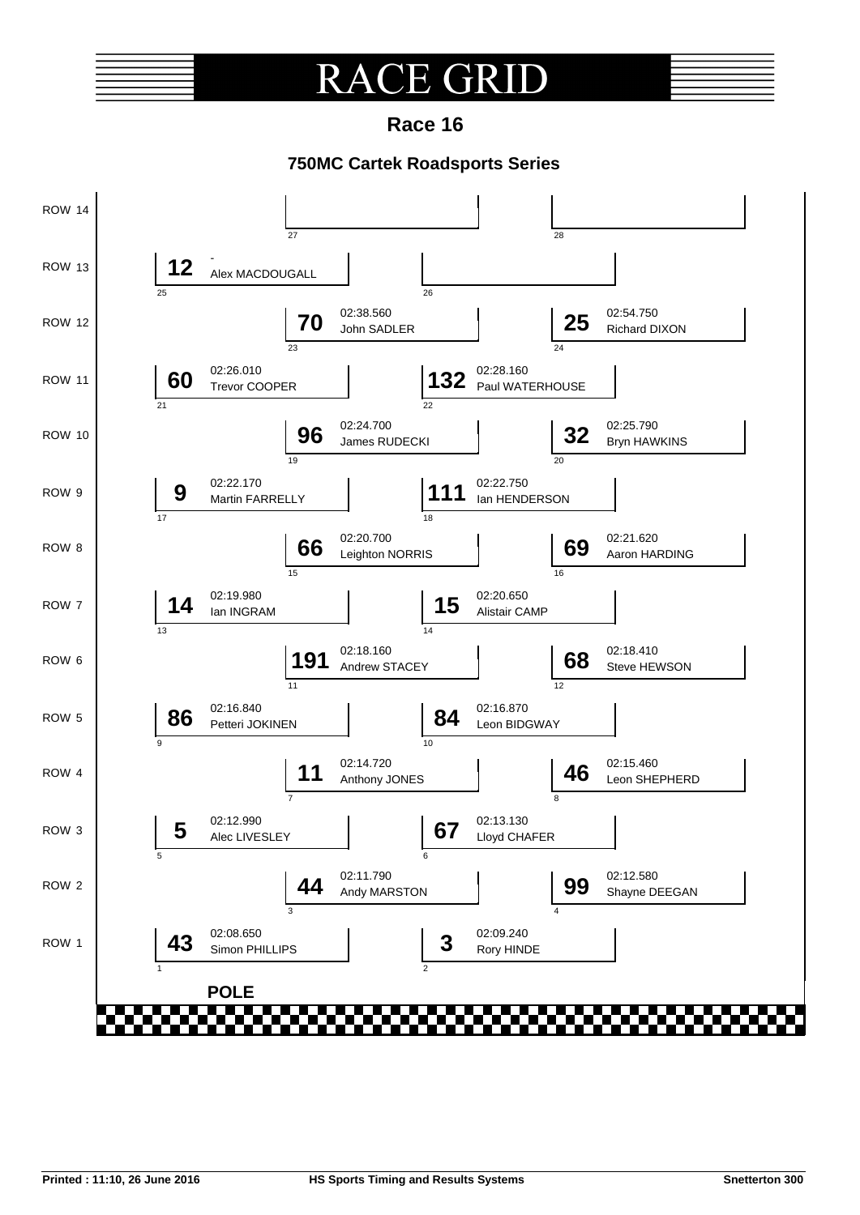# RACE GRID

## Race 16

### 750MC Cartek Roadsports Series

| Row | Grid Pos | No. | Time | Driver |
|---|---|---|---|---|
| ROW 14 | 27 | | | |
| ROW 14 | 28 | | | |
| ROW 13 | 25 | 12 | - | Alex MACDOUGALL |
| ROW 13 | 26 | | | |
| ROW 12 | 23 | 70 | 02:38.560 | John SADLER |
| ROW 12 | 24 | 25 | 02:54.750 | Richard DIXON |
| ROW 11 | 21 | 60 | 02:26.010 | Trevor COOPER |
| ROW 11 | 22 | 132 | 02:28.160 | Paul WATERHOUSE |
| ROW 10 | 19 | 96 | 02:24.700 | James RUDECKI |
| ROW 10 | 20 | 32 | 02:25.790 | Bryn HAWKINS |
| ROW 9 | 17 | 9 | 02:22.170 | Martin FARRELLY |
| ROW 9 | 18 | 111 | 02:22.750 | Ian HENDERSON |
| ROW 8 | 15 | 66 | 02:20.700 | Leighton NORRIS |
| ROW 8 | 16 | 69 | 02:21.620 | Aaron HARDING |
| ROW 7 | 13 | 14 | 02:19.980 | Ian INGRAM |
| ROW 7 | 14 | 15 | 02:20.650 | Alistair CAMP |
| ROW 6 | 11 | 191 | 02:18.160 | Andrew STACEY |
| ROW 6 | 12 | 68 | 02:18.410 | Steve HEWSON |
| ROW 5 | 9 | 86 | 02:16.840 | Petteri JOKINEN |
| ROW 5 | 10 | 84 | 02:16.870 | Leon BIDGWAY |
| ROW 4 | 7 | 11 | 02:14.720 | Anthony JONES |
| ROW 4 | 8 | 46 | 02:15.460 | Leon SHEPHERD |
| ROW 3 | 5 | 5 | 02:12.990 | Alec LIVESLEY |
| ROW 3 | 6 | 67 | 02:13.130 | Lloyd CHAFER |
| ROW 2 | 3 | 44 | 02:11.790 | Andy MARSTON |
| ROW 2 | 4 | 99 | 02:12.580 | Shayne DEEGAN |
| ROW 1 | 1 | 43 | 02:08.650 | Simon PHILLIPS |
| ROW 1 | 2 | 3 | 02:09.240 | Rory HINDE |

**POLE**

**Printed : 11:10, 26 June 2016** **HS Sports Timing and Results Systems** **Snetterton 300**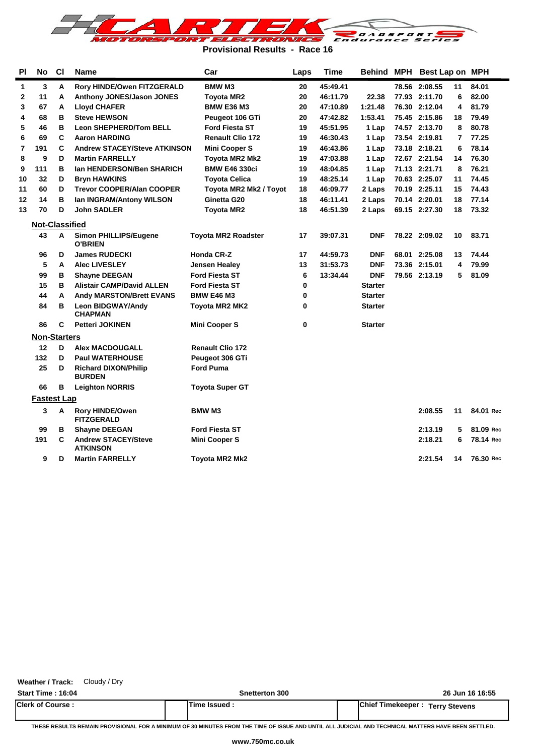# Provisional Results - Race 16

| Pl | No | Cl | Name | Car | Laps | Time | Behind | MPH | Best Lap | on | MPH |
|---|---|---|---|---|---|---|---|---|---|---|---|
| 1 | 3 | A | Rory HINDE/Owen FITZGERALD | BMW M3 | 20 | 45:49.41 | | 78.56 | 2:08.55 | 11 | 84.01 |
| 2 | 11 | A | Anthony JONES/Jason JONES | Toyota MR2 | 20 | 46:11.79 | 22.38 | 77.93 | 2:11.70 | 6 | 82.00 |
| 3 | 67 | A | Lloyd CHAFER | BMW E36 M3 | 20 | 47:10.89 | 1:21.48 | 76.30 | 2:12.04 | 4 | 81.79 |
| 4 | 68 | B | Steve HEWSON | Peugeot 106 GTi | 20 | 47:42.82 | 1:53.41 | 75.45 | 2:15.86 | 18 | 79.49 |
| 5 | 46 | B | Leon SHEPHERD/Tom BELL | Ford Fiesta ST | 19 | 45:51.95 | 1 Lap | 74.57 | 2:13.70 | 8 | 80.78 |
| 6 | 69 | C | Aaron HARDING | Renault Clio 172 | 19 | 46:30.43 | 1 Lap | 73.54 | 2:19.81 | 7 | 77.25 |
| 7 | 191 | C | Andrew STACEY/Steve ATKINSON | Mini Cooper S | 19 | 46:43.86 | 1 Lap | 73.18 | 2:18.21 | 6 | 78.14 |
| 8 | 9 | D | Martin FARRELLY | Toyota MR2 Mk2 | 19 | 47:03.88 | 1 Lap | 72.67 | 2:21.54 | 14 | 76.30 |
| 9 | 111 | B | Ian HENDERSON/Ben SHARICH | BMW E46 330ci | 19 | 48:04.85 | 1 Lap | 71.13 | 2:21.71 | 8 | 76.21 |
| 10 | 32 | D | Bryn HAWKINS | Toyota Celica | 19 | 48:25.14 | 1 Lap | 70.63 | 2:25.07 | 11 | 74.45 |
| 11 | 60 | D | Trevor COOPER/Alan COOPER | Toyota MR2 Mk2 / Toyot | 18 | 46:09.77 | 2 Laps | 70.19 | 2:25.11 | 15 | 74.43 |
| 12 | 14 | B | Ian INGRAM/Antony WILSON | Ginetta G20 | 18 | 46:11.41 | 2 Laps | 70.14 | 2:20.01 | 18 | 77.14 |
| 13 | 70 | D | John SADLER | Toyota MR2 | 18 | 46:51.39 | 2 Laps | 69.15 | 2:27.30 | 18 | 73.32 |

## Not-Classified

| No | Cl | Name | Car | Laps | Time | Behind | MPH | Best Lap | on | MPH |
|---|---|---|---|---|---|---|---|---|---|---|
| 43 | A | Simon PHILLIPS/Eugene O'BRIEN | Toyota MR2 Roadster | 17 | 39:07.31 | DNF | 78.22 | 2:09.02 | 10 | 83.71 |
| 96 | D | James RUDECKI | Honda CR-Z | 17 | 44:59.73 | DNF | 68.01 | 2:25.08 | 13 | 74.44 |
| 5 | A | Alec LIVESLEY | Jensen Healey | 13 | 31:53.73 | DNF | 73.36 | 2:15.01 | 4 | 79.99 |
| 99 | B | Shayne DEEGAN | Ford Fiesta ST | 6 | 13:34.44 | DNF | 79.56 | 2:13.19 | 5 | 81.09 |
| 15 | B | Alistair CAMP/David ALLEN | Ford Fiesta ST | 0 | | Starter | | | | |
| 44 | A | Andy MARSTON/Brett EVANS | BMW E46 M3 | 0 | | Starter | | | | |
| 84 | B | Leon BIDGWAY/Andy CHAPMAN | Toyota MR2 MK2 | 0 | | Starter | | | | |
| 86 | C | Petteri JOKINEN | Mini Cooper S | 0 | | Starter | | | | |

## Non-Starters

| No | Cl | Name | Car |
|---|---|---|---|
| 12 | D | Alex MACDOUGALL | Renault Clio 172 |
| 132 | D | Paul WATERHOUSE | Peugeot 306 GTi |
| 25 | D | Richard DIXON/Philip BURDEN | Ford Puma |
| 66 | B | Leighton NORRIS | Toyota Super GT |

## Fastest Lap

| No | Cl | Name | Car | Best Lap | on | MPH |
|---|---|---|---|---|---|---|
| 3 | A | Rory HINDE/Owen FITZGERALD | BMW M3 | 2:08.55 | 11 | 84.01 Rec |
| 99 | B | Shayne DEEGAN | Ford Fiesta ST | 2:13.19 | 5 | 81.09 Rec |
| 191 | C | Andrew STACEY/Steve ATKINSON | Mini Cooper S | 2:18.21 | 6 | 78.14 Rec |
| 9 | D | Martin FARRELLY | Toyota MR2 Mk2 | 2:21.54 | 14 | 76.30 Rec |

**Weather / Track:** Cloudy / Dry

**Start Time : 16:04** | **Snetterton 300** | **26 Jun 16 16:55**

**Clerk of Course :** | **Time Issued :** | **Chief Timekeeper : Terry Stevens**

THESE RESULTS REMAIN PROVISIONAL FOR A MINIMUM OF 30 MINUTES FROM THE TIME OF ISSUE AND UNTIL ALL JUDICIAL AND TECHNICAL MATTERS HAVE BEEN SETTLED.

www.750mc.co.uk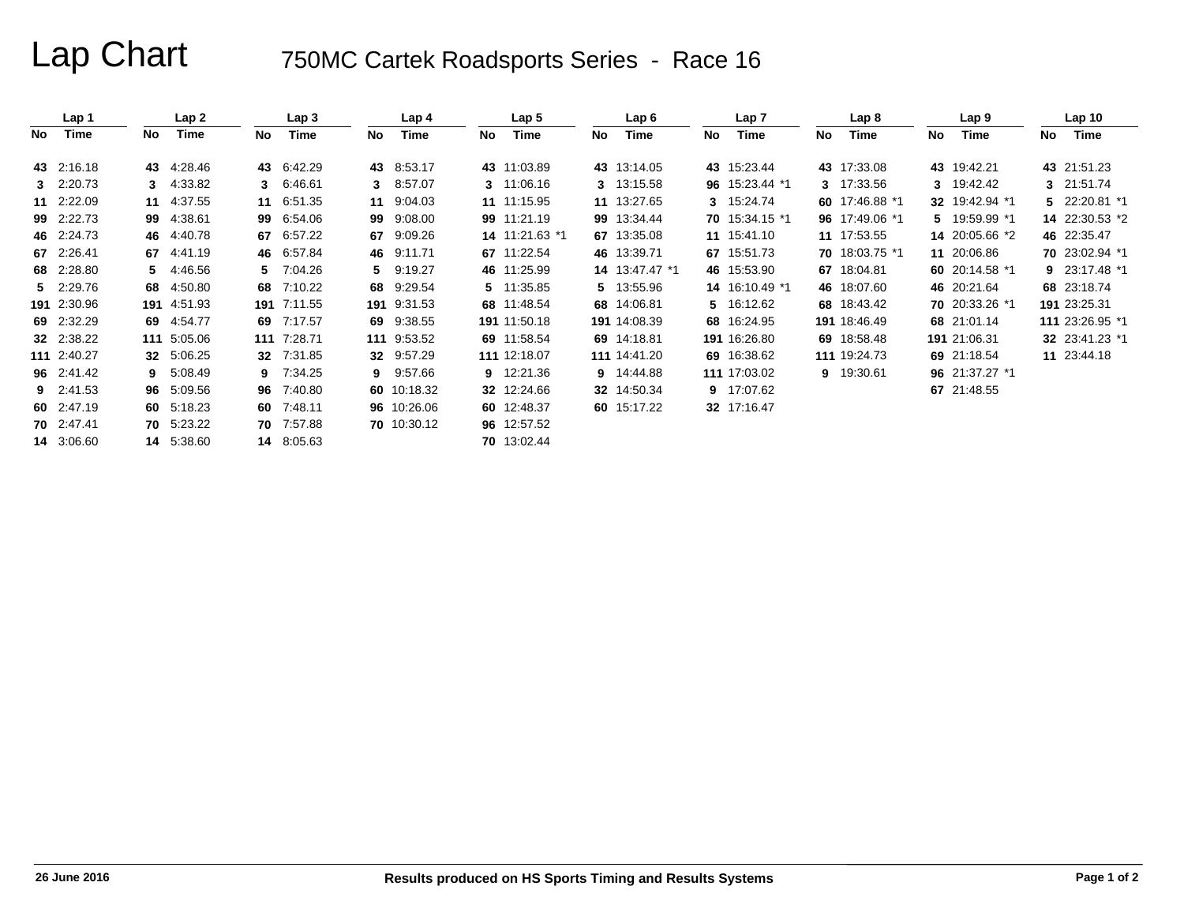# Lap Chart

## 750MC Cartek Roadsports Series - Race 16

| Lap 1 | | Lap 2 | | Lap 3 | | Lap 4 | | Lap 5 | | Lap 6 | | Lap 7 | | Lap 8 | | Lap 9 | | Lap 10 | |
|---|---|---|---|---|---|---|---|---|---|---|---|---|---|---|---|---|---|---|---|
| No | Time | No | Time | No | Time | No | Time | No | Time | No | Time | No | Time | No | Time | No | Time | No | Time |
| 43 | 2:16.18 | 43 | 4:28.46 | 43 | 6:42.29 | 43 | 8:53.17 | 43 | 11:03.89 | 43 | 13:14.05 | 43 | 15:23.44 | 43 | 17:33.08 | 43 | 19:42.21 | 43 | 21:51.23 |
| 3 | 2:20.73 | 3 | 4:33.82 | 3 | 6:46.61 | 3 | 8:57.07 | 3 | 11:06.16 | 3 | 13:15.58 | 96 | 15:23.44 *1 | 3 | 17:33.56 | 3 | 19:42.42 | 3 | 21:51.74 |
| 11 | 2:22.09 | 11 | 4:37.55 | 11 | 6:51.35 | 11 | 9:04.03 | 11 | 11:15.95 | 11 | 13:27.65 | 3 | 15:24.74 | 60 | 17:46.88 *1 | 32 | 19:42.94 *1 | 5 | 22:20.81 *1 |
| 99 | 2:22.73 | 99 | 4:38.61 | 99 | 6:54.06 | 99 | 9:08.00 | 99 | 11:21.19 | 99 | 13:34.44 | 70 | 15:34.15 *1 | 96 | 17:49.06 *1 | 5 | 19:59.99 *1 | 14 | 22:30.53 *2 |
| 46 | 2:24.73 | 46 | 4:40.78 | 67 | 6:57.22 | 67 | 9:09.26 | 14 | 11:21.63 *1 | 67 | 13:35.08 | 11 | 15:41.10 | 11 | 17:53.55 | 14 | 20:05.66 *2 | 46 | 22:35.47 |
| 67 | 2:26.41 | 67 | 4:41.19 | 46 | 6:57.84 | 46 | 9:11.71 | 67 | 11:22.54 | 46 | 13:39.71 | 67 | 15:51.73 | 70 | 18:03.75 *1 | 11 | 20:06.86 | 70 | 23:02.94 *1 |
| 68 | 2:28.80 | 5 | 4:46.56 | 5 | 7:04.26 | 5 | 9:19.27 | 46 | 11:25.99 | 14 | 13:47.47 *1 | 46 | 15:53.90 | 67 | 18:04.81 | 60 | 20:14.58 *1 | 9 | 23:17.48 *1 |
| 5 | 2:29.76 | 68 | 4:50.80 | 68 | 7:10.22 | 68 | 9:29.54 | 5 | 11:35.85 | 5 | 13:55.96 | 14 | 16:10.49 *1 | 46 | 18:07.60 | 46 | 20:21.64 | 68 | 23:18.74 |
| 191 | 2:30.96 | 191 | 4:51.93 | 191 | 7:11.55 | 191 | 9:31.53 | 68 | 11:48.54 | 68 | 14:06.81 | 5 | 16:12.62 | 68 | 18:43.42 | 70 | 20:33.26 *1 | 191 | 23:25.31 |
| 69 | 2:32.29 | 69 | 4:54.77 | 69 | 7:17.57 | 69 | 9:38.55 | 191 | 11:50.18 | 191 | 14:08.39 | 68 | 16:24.95 | 191 | 18:46.49 | 68 | 21:01.14 | 111 | 23:26.95 *1 |
| 32 | 2:38.22 | 111 | 5:05.06 | 111 | 7:28.71 | 111 | 9:53.52 | 69 | 11:58.54 | 69 | 14:18.81 | 191 | 16:26.80 | 69 | 18:58.48 | 191 | 21:06.31 | 32 | 23:41.23 *1 |
| 111 | 2:40.27 | 32 | 5:06.25 | 32 | 7:31.85 | 32 | 9:57.29 | 111 | 12:18.07 | 111 | 14:41.20 | 69 | 16:38.62 | 111 | 19:24.73 | 69 | 21:18.54 | 11 | 23:44.18 |
| 96 | 2:41.42 | 9 | 5:08.49 | 9 | 7:34.25 | 9 | 9:57.66 | 9 | 12:21.36 | 9 | 14:44.88 | 111 | 17:03.02 | 9 | 19:30.61 | 96 | 21:37.27 *1 | | |
| 9 | 2:41.53 | 96 | 5:09.56 | 96 | 7:40.80 | 60 | 10:18.32 | 32 | 12:24.66 | 32 | 14:50.34 | 9 | 17:07.62 | | | 67 | 21:48.55 | | |
| 60 | 2:47.19 | 60 | 5:18.23 | 60 | 7:48.11 | 96 | 10:26.06 | 60 | 12:48.37 | 60 | 15:17.22 | 32 | 17:16.47 | | | | | | |
| 70 | 2:47.41 | 70 | 5:23.22 | 70 | 7:57.88 | 70 | 10:30.12 | 96 | 12:57.52 | | | | | | | | | | |
| 14 | 3:06.60 | 14 | 5:38.60 | 14 | 8:05.63 | | | 70 | 13:02.44 | | | | | | | | | | |

26 June 2016

Results produced on HS Sports Timing and Results Systems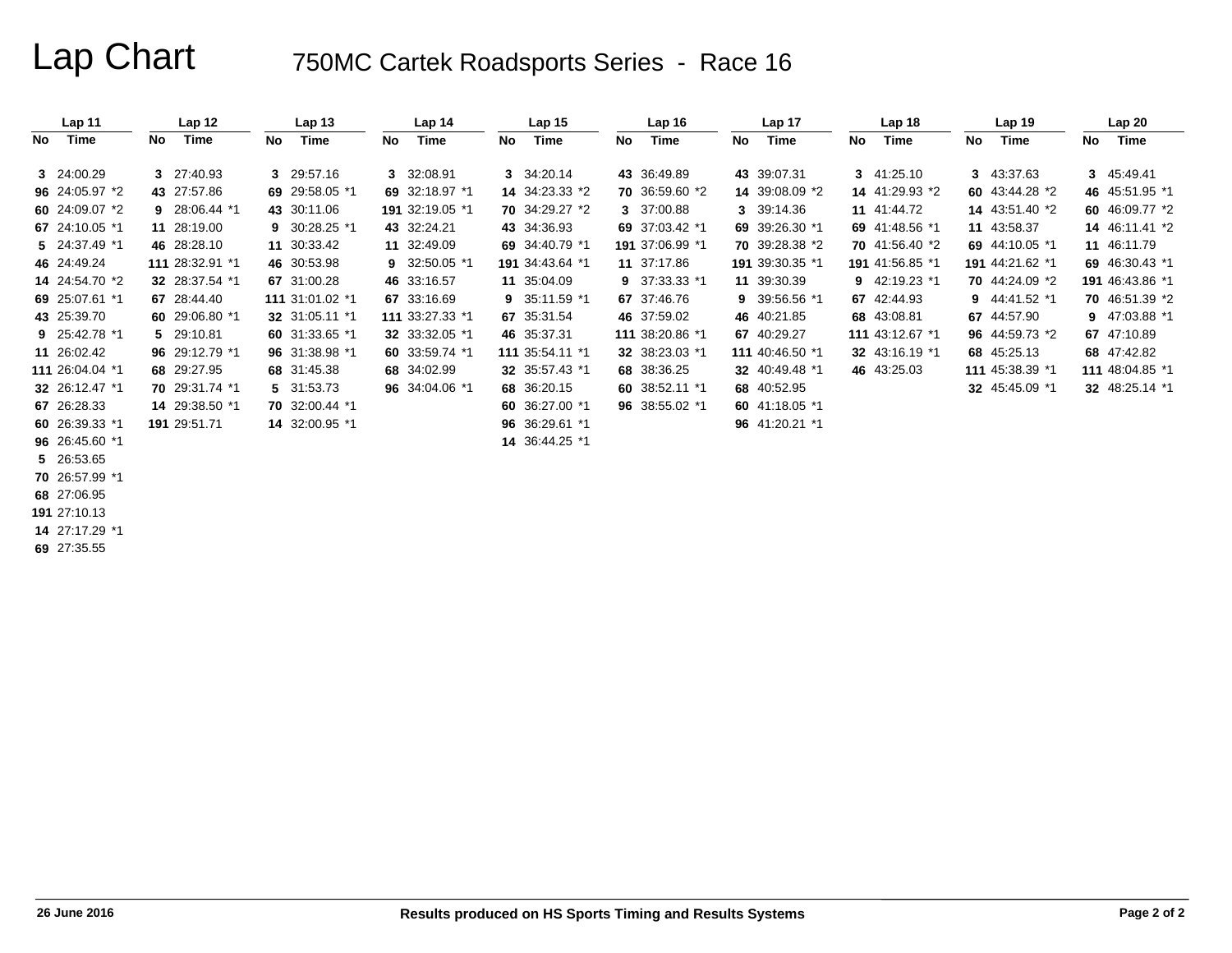# Lap Chart

## 750MC Cartek Roadsports Series - Race 16

| Lap 11 | | Lap 12 | | Lap 13 | | Lap 14 | | Lap 15 | | Lap 16 | | Lap 17 | | Lap 18 | | Lap 19 | | Lap 20 | |
|---|---|---|---|---|---|---|---|---|---|---|---|---|---|---|---|---|---|---|---|
| No | Time | No | Time | No | Time | No | Time | No | Time | No | Time | No | Time | No | Time | No | Time | No | Time |
| 3 | 24:00.29 | 3 | 27:40.93 | 3 | 29:57.16 | 3 | 32:08.91 | 3 | 34:20.14 | 43 | 36:49.89 | 43 | 39:07.31 | 3 | 41:25.10 | 3 | 43:37.63 | 3 | 45:49.41 |
| 96 | 24:05.97 *2 | 43 | 27:57.86 | 69 | 29:58.05 *1 | 69 | 32:18.97 *1 | 14 | 34:23.33 *2 | 70 | 36:59.60 *2 | 14 | 39:08.09 *2 | 14 | 41:29.93 *2 | 60 | 43:44.28 *2 | 46 | 45:51.95 *1 |
| 60 | 24:09.07 *2 | 9 | 28:06.44 *1 | 43 | 30:11.06 | 191 | 32:19.05 *1 | 70 | 34:29.27 *2 | 3 | 37:00.88 | 3 | 39:14.36 | 11 | 41:44.72 | 14 | 43:51.40 *2 | 60 | 46:09.77 *2 |
| 67 | 24:10.05 *1 | 11 | 28:19.00 | 9 | 30:28.25 *1 | 43 | 32:24.21 | 43 | 34:36.93 | 69 | 37:03.42 *1 | 69 | 39:26.30 *1 | 69 | 41:48.56 *1 | 11 | 43:58.37 | 14 | 46:11.41 *2 |
| 5 | 24:37.49 *1 | 46 | 28:28.10 | 11 | 30:33.42 | 11 | 32:49.09 | 69 | 34:40.79 *1 | 191 | 37:06.99 *1 | 70 | 39:28.38 *2 | 70 | 41:56.40 *2 | 69 | 44:10.05 *1 | 11 | 46:11.79 |
| 46 | 24:49.24 | 111 | 28:32.91 *1 | 46 | 30:53.98 | 9 | 32:50.05 *1 | 191 | 34:43.64 *1 | 11 | 37:17.86 | 191 | 39:30.35 *1 | 191 | 41:56.85 *1 | 191 | 44:21.62 *1 | 69 | 46:30.43 *1 |
| 14 | 24:54.70 *2 | 32 | 28:37.54 *1 | 67 | 31:00.28 | 46 | 33:16.57 | 11 | 35:04.09 | 9 | 37:33.33 *1 | 11 | 39:30.39 | 9 | 42:19.23 *1 | 70 | 44:24.09 *2 | 191 | 46:43.86 *1 |
| 69 | 25:07.61 *1 | 67 | 28:44.40 | 111 | 31:01.02 *1 | 67 | 33:16.69 | 9 | 35:11.59 *1 | 67 | 37:46.76 | 9 | 39:56.56 *1 | 67 | 42:44.93 | 9 | 44:41.52 *1 | 70 | 46:51.39 *2 |
| 43 | 25:39.70 | 60 | 29:06.80 *1 | 32 | 31:05.11 *1 | 111 | 33:27.33 *1 | 67 | 35:31.54 | 46 | 37:59.02 | 46 | 40:21.85 | 68 | 43:08.81 | 67 | 44:57.90 | 9 | 47:03.88 *1 |
| 9 | 25:42.78 *1 | 5 | 29:10.81 | 60 | 31:33.65 *1 | 32 | 33:32.05 *1 | 46 | 35:37.31 | 111 | 38:20.86 *1 | 67 | 40:29.27 | 111 | 43:12.67 *1 | 96 | 44:59.73 *2 | 67 | 47:10.89 |
| 11 | 26:02.42 | 96 | 29:12.79 *1 | 96 | 31:38.98 *1 | 60 | 33:59.74 *1 | 111 | 35:54.11 *1 | 32 | 38:23.03 *1 | 111 | 40:46.50 *1 | 32 | 43:16.19 *1 | 68 | 45:25.13 | 68 | 47:42.82 |
| 111 | 26:04.04 *1 | 68 | 29:27.95 | 68 | 31:45.38 | 68 | 34:02.99 | 32 | 35:57.43 *1 | 68 | 38:36.25 | 32 | 40:49.48 *1 | 46 | 43:25.03 | 111 | 45:38.39 *1 | 111 | 48:04.85 *1 |
| 32 | 26:12.47 *1 | 70 | 29:31.74 *1 | 5 | 31:53.73 | 96 | 34:04.06 *1 | 68 | 36:20.15 | 60 | 38:52.11 *1 | 68 | 40:52.95 | | | 32 | 45:45.09 *1 | 32 | 48:25.14 *1 |
| 67 | 26:28.33 | 14 | 29:38.50 *1 | 70 | 32:00.44 *1 | | | 60 | 36:27.00 *1 | 96 | 38:55.02 *1 | 60 | 41:18.05 *1 | | | | | | |
| 60 | 26:39.33 *1 | 191 | 29:51.71 | 14 | 32:00.95 *1 | | | 96 | 36:29.61 *1 | | | 96 | 41:20.21 *1 | | | | | | |
| 96 | 26:45.60 *1 | | | | | | | 14 | 36:44.25 *1 | | | | | | | | | | |
| 5 | 26:53.65 | | | | | | | | | | | | | | | | | | |
| 70 | 26:57.99 *1 | | | | | | | | | | | | | | | | | | |
| 68 | 27:06.95 | | | | | | | | | | | | | | | | | | |
| 191 | 27:10.13 | | | | | | | | | | | | | | | | | | |
| 14 | 27:17.29 *1 | | | | | | | | | | | | | | | | | | |
| 69 | 27:35.55 | | | | | | | | | | | | | | | | | | |

26 June 2016

Results produced on HS Sports Timing and Results Systems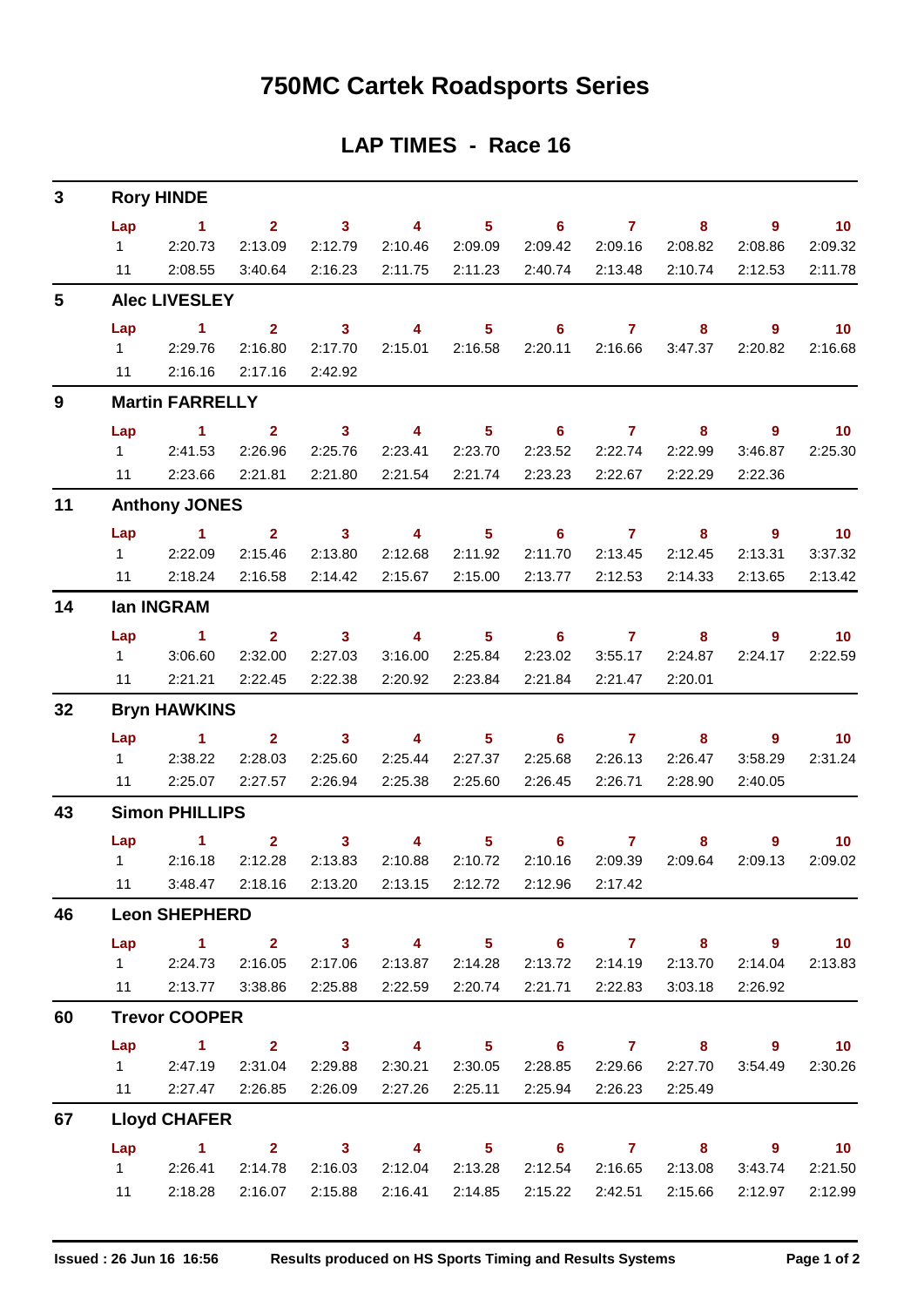# 750MC Cartek Roadsports Series

## LAP TIMES - Race 16

### 3 Rory HINDE

| Lap | 1 | 2 | 3 | 4 | 5 | 6 | 7 | 8 | 9 | 10 |
|---|---|---|---|---|---|---|---|---|---|---|
| 1 | 2:20.73 | 2:13.09 | 2:12.79 | 2:10.46 | 2:09.09 | 2:09.42 | 2:09.16 | 2:08.82 | 2:08.86 | 2:09.32 |
| 11 | 2:08.55 | 3:40.64 | 2:16.23 | 2:11.75 | 2:11.23 | 2:40.74 | 2:13.48 | 2:10.74 | 2:12.53 | 2:11.78 |

### 5 Alec LIVESLEY

| Lap | 1 | 2 | 3 | 4 | 5 | 6 | 7 | 8 | 9 | 10 |
|---|---|---|---|---|---|---|---|---|---|---|
| 1 | 2:29.76 | 2:16.80 | 2:17.70 | 2:15.01 | 2:16.58 | 2:20.11 | 2:16.66 | 3:47.37 | 2:20.82 | 2:16.68 |
| 11 | 2:16.16 | 2:17.16 | 2:42.92 | | | | | | | |

### 9 Martin FARRELLY

| Lap | 1 | 2 | 3 | 4 | 5 | 6 | 7 | 8 | 9 | 10 |
|---|---|---|---|---|---|---|---|---|---|---|
| 1 | 2:41.53 | 2:26.96 | 2:25.76 | 2:23.41 | 2:23.70 | 2:23.52 | 2:22.74 | 2:22.99 | 3:46.87 | 2:25.30 |
| 11 | 2:23.66 | 2:21.81 | 2:21.80 | 2:21.54 | 2:21.74 | 2:23.23 | 2:22.67 | 2:22.29 | 2:22.36 | |

### 11 Anthony JONES

| Lap | 1 | 2 | 3 | 4 | 5 | 6 | 7 | 8 | 9 | 10 |
|---|---|---|---|---|---|---|---|---|---|---|
| 1 | 2:22.09 | 2:15.46 | 2:13.80 | 2:12.68 | 2:11.92 | 2:11.70 | 2:13.45 | 2:12.45 | 2:13.31 | 3:37.32 |
| 11 | 2:18.24 | 2:16.58 | 2:14.42 | 2:15.67 | 2:15.00 | 2:13.77 | 2:12.53 | 2:14.33 | 2:13.65 | 2:13.42 |

### 14 Ian INGRAM

| Lap | 1 | 2 | 3 | 4 | 5 | 6 | 7 | 8 | 9 | 10 |
|---|---|---|---|---|---|---|---|---|---|---|
| 1 | 3:06.60 | 2:32.00 | 2:27.03 | 3:16.00 | 2:25.84 | 2:23.02 | 3:55.17 | 2:24.87 | 2:24.17 | 2:22.59 |
| 11 | 2:21.21 | 2:22.45 | 2:22.38 | 2:20.92 | 2:23.84 | 2:21.84 | 2:21.47 | 2:20.01 | | |

### 32 Bryn HAWKINS

| Lap | 1 | 2 | 3 | 4 | 5 | 6 | 7 | 8 | 9 | 10 |
|---|---|---|---|---|---|---|---|---|---|---|
| 1 | 2:38.22 | 2:28.03 | 2:25.60 | 2:25.44 | 2:27.37 | 2:25.68 | 2:26.13 | 2:26.47 | 3:58.29 | 2:31.24 |
| 11 | 2:25.07 | 2:27.57 | 2:26.94 | 2:25.38 | 2:25.60 | 2:26.45 | 2:26.71 | 2:28.90 | 2:40.05 | |

### 43 Simon PHILLIPS

| Lap | 1 | 2 | 3 | 4 | 5 | 6 | 7 | 8 | 9 | 10 |
|---|---|---|---|---|---|---|---|---|---|---|
| 1 | 2:16.18 | 2:12.28 | 2:13.83 | 2:10.88 | 2:10.72 | 2:10.16 | 2:09.39 | 2:09.64 | 2:09.13 | 2:09.02 |
| 11 | 3:48.47 | 2:18.16 | 2:13.20 | 2:13.15 | 2:12.72 | 2:12.96 | 2:17.42 | | | |

### 46 Leon SHEPHERD

| Lap | 1 | 2 | 3 | 4 | 5 | 6 | 7 | 8 | 9 | 10 |
|---|---|---|---|---|---|---|---|---|---|---|
| 1 | 2:24.73 | 2:16.05 | 2:17.06 | 2:13.87 | 2:14.28 | 2:13.72 | 2:14.19 | 2:13.70 | 2:14.04 | 2:13.83 |
| 11 | 2:13.77 | 3:38.86 | 2:25.88 | 2:22.59 | 2:20.74 | 2:21.71 | 2:22.83 | 3:03.18 | 2:26.92 | |

### 60 Trevor COOPER

| Lap | 1 | 2 | 3 | 4 | 5 | 6 | 7 | 8 | 9 | 10 |
|---|---|---|---|---|---|---|---|---|---|---|
| 1 | 2:47.19 | 2:31.04 | 2:29.88 | 2:30.21 | 2:30.05 | 2:28.85 | 2:29.66 | 2:27.70 | 3:54.49 | 2:30.26 |
| 11 | 2:27.47 | 2:26.85 | 2:26.09 | 2:27.26 | 2:25.11 | 2:25.94 | 2:26.23 | 2:25.49 | | |

### 67 Lloyd CHAFER

| Lap | 1 | 2 | 3 | 4 | 5 | 6 | 7 | 8 | 9 | 10 |
|---|---|---|---|---|---|---|---|---|---|---|
| 1 | 2:26.41 | 2:14.78 | 2:16.03 | 2:12.04 | 2:13.28 | 2:12.54 | 2:16.65 | 2:13.08 | 3:43.74 | 2:21.50 |
| 11 | 2:18.28 | 2:16.07 | 2:15.88 | 2:16.41 | 2:14.85 | 2:15.22 | 2:42.51 | 2:15.66 | 2:12.97 | 2:12.99 |

Issued : 26 Jun 16 16:56 Results produced on HS Sports Timing and Results Systems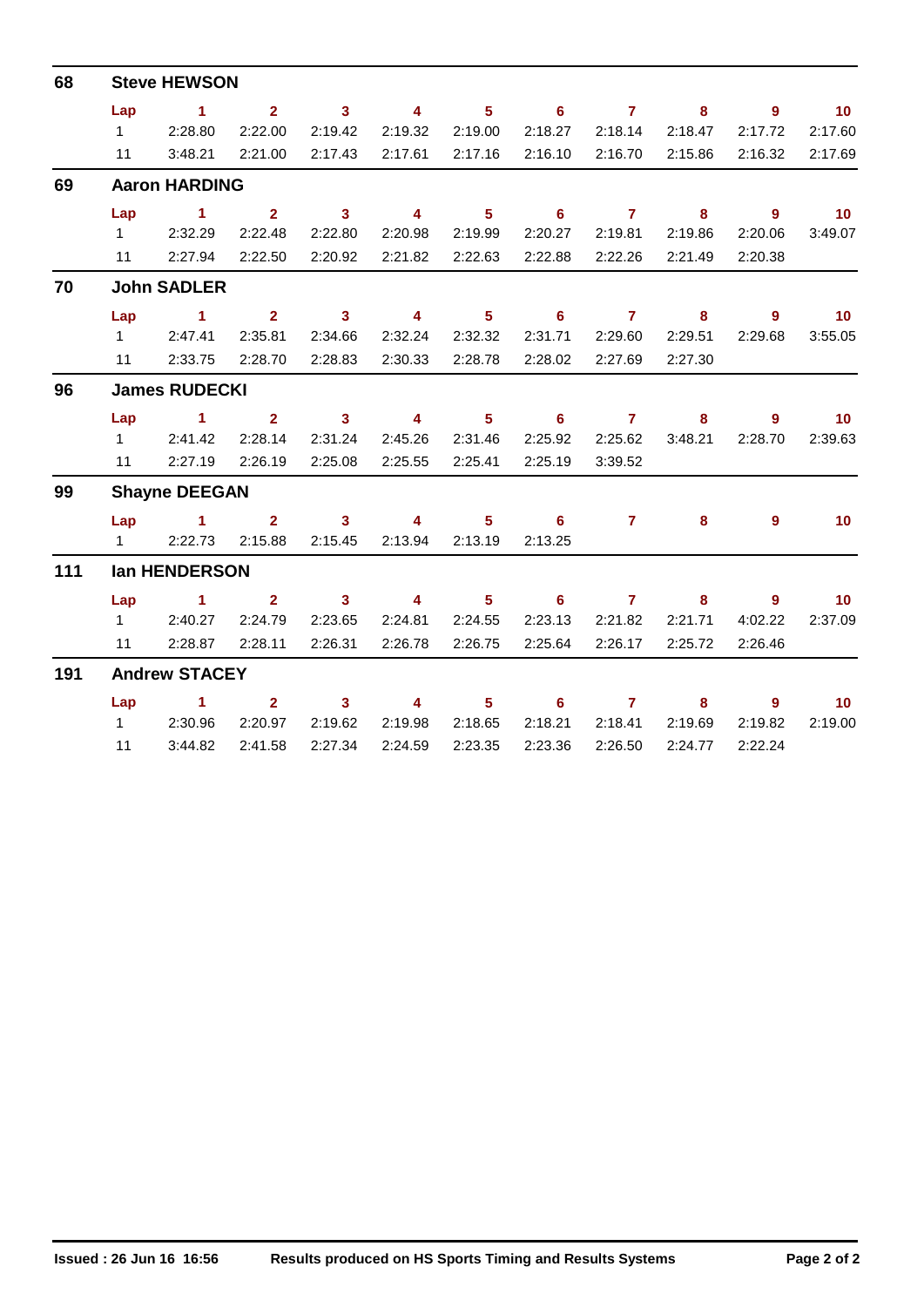## 68 Steve HEWSON

| Lap | 1 | 2 | 3 | 4 | 5 | 6 | 7 | 8 | 9 | 10 |
|---|---|---|---|---|---|---|---|---|---|---|
| 1 | 2:28.80 | 2:22.00 | 2:19.42 | 2:19.32 | 2:19.00 | 2:18.27 | 2:18.14 | 2:18.47 | 2:17.72 | 2:17.60 |
| 11 | 3:48.21 | 2:21.00 | 2:17.43 | 2:17.61 | 2:17.16 | 2:16.10 | 2:16.70 | 2:15.86 | 2:16.32 | 2:17.69 |

## 69 Aaron HARDING

| Lap | 1 | 2 | 3 | 4 | 5 | 6 | 7 | 8 | 9 | 10 |
|---|---|---|---|---|---|---|---|---|---|---|
| 1 | 2:32.29 | 2:22.48 | 2:22.80 | 2:20.98 | 2:19.99 | 2:20.27 | 2:19.81 | 2:19.86 | 2:20.06 | 3:49.07 |
| 11 | 2:27.94 | 2:22.50 | 2:20.92 | 2:21.82 | 2:22.63 | 2:22.88 | 2:22.26 | 2:21.49 | 2:20.38 | |

## 70 John SADLER

| Lap | 1 | 2 | 3 | 4 | 5 | 6 | 7 | 8 | 9 | 10 |
|---|---|---|---|---|---|---|---|---|---|---|
| 1 | 2:47.41 | 2:35.81 | 2:34.66 | 2:32.24 | 2:32.32 | 2:31.71 | 2:29.60 | 2:29.51 | 2:29.68 | 3:55.05 |
| 11 | 2:33.75 | 2:28.70 | 2:28.83 | 2:30.33 | 2:28.78 | 2:28.02 | 2:27.69 | 2:27.30 | | |

## 96 James RUDECKI

| Lap | 1 | 2 | 3 | 4 | 5 | 6 | 7 | 8 | 9 | 10 |
|---|---|---|---|---|---|---|---|---|---|---|
| 1 | 2:41.42 | 2:28.14 | 2:31.24 | 2:45.26 | 2:31.46 | 2:25.92 | 2:25.62 | 3:48.21 | 2:28.70 | 2:39.63 |
| 11 | 2:27.19 | 2:26.19 | 2:25.08 | 2:25.55 | 2:25.41 | 2:25.19 | 3:39.52 | | | |

## 99 Shayne DEEGAN

| Lap | 1 | 2 | 3 | 4 | 5 | 6 | 7 | 8 | 9 | 10 |
|---|---|---|---|---|---|---|---|---|---|---|
| 1 | 2:22.73 | 2:15.88 | 2:15.45 | 2:13.94 | 2:13.19 | 2:13.25 | | | | |

## 111 Ian HENDERSON

| Lap | 1 | 2 | 3 | 4 | 5 | 6 | 7 | 8 | 9 | 10 |
|---|---|---|---|---|---|---|---|---|---|---|
| 1 | 2:40.27 | 2:24.79 | 2:23.65 | 2:24.81 | 2:24.55 | 2:23.13 | 2:21.82 | 2:21.71 | 4:02.22 | 2:37.09 |
| 11 | 2:28.87 | 2:28.11 | 2:26.31 | 2:26.78 | 2:26.75 | 2:25.64 | 2:26.17 | 2:25.72 | 2:26.46 | |

## 191 Andrew STACEY

| Lap | 1 | 2 | 3 | 4 | 5 | 6 | 7 | 8 | 9 | 10 |
|---|---|---|---|---|---|---|---|---|---|---|
| 1 | 2:30.96 | 2:20.97 | 2:19.62 | 2:19.98 | 2:18.65 | 2:18.21 | 2:18.41 | 2:19.69 | 2:19.82 | 2:19.00 |
| 11 | 3:44.82 | 2:41.58 | 2:27.34 | 2:24.59 | 2:23.35 | 2:23.36 | 2:26.50 | 2:24.77 | 2:22.24 | |

Issued : 26 Jun 16 16:56 Results produced on HS Sports Timing and Results Systems